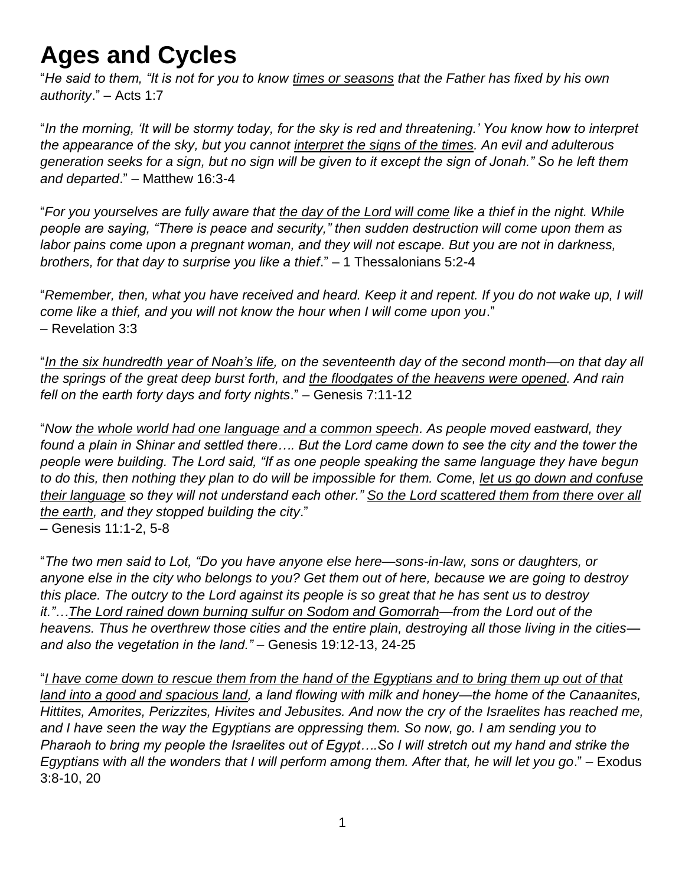# Ages and Cycles

"*He said to them, "It is not for you to know <u>times or seasons</u> that the Father has fixed by his own authority*." – Acts 1:7

"*In the morning, 'It will be stormy today, for the sky is red and threatening.' You know how to interpret the appearance of the sky, but you cannot <u>interpret the signs of the times</u>. An evil and adulterous generation seeks for a sign, but no sign will be given to it except the sign of Jonah." So he left them and departed*." – Matthew 16:3-4

"*For you yourselves are fully aware that <u>the day of the Lord will come</u> like a thief in the night. While people are saying, "There is peace and security," then sudden destruction will come upon them as labor pains come upon a pregnant woman, and they will not escape. But you are not in darkness, brothers, for that day to surprise you like a thief*." – 1 Thessalonians 5:2-4

"*Remember, then, what you have received and heard. Keep it and repent. If you do not wake up, I will come like a thief, and you will not know the hour when I will come upon you*."
– Revelation 3:3

"*<u>In the six hundredth year of Noah's life</u>, on the seventeenth day of the second month—on that day all the springs of the great deep burst forth, and <u>the floodgates of the heavens were opened</u>. And rain fell on the earth forty days and forty nights*." – Genesis 7:11-12

"*Now <u>the whole world had one language and a common speech</u>. As people moved eastward, they found a plain in Shinar and settled there…. But the Lord came down to see the city and the tower the people were building. The Lord said, "If as one people speaking the same language they have begun to do this, then nothing they plan to do will be impossible for them. Come, <u>let us go down and confuse their language</u> so they will not understand each other." <u>So the Lord scattered them from there over all the earth</u>, and they stopped building the city*."
– Genesis 11:1-2, 5-8

"*The two men said to Lot, "Do you have anyone else here—sons-in-law, sons or daughters, or anyone else in the city who belongs to you? Get them out of here, because we are going to destroy this place. The outcry to the Lord against its people is so great that he has sent us to destroy it."…<u>The Lord rained down burning sulfur on Sodom and Gomorrah</u>—from the Lord out of the heavens. Thus he overthrew those cities and the entire plain, destroying all those living in the cities—and also the vegetation in the land."* – Genesis 19:12-13, 24-25

"*<u>I have come down to rescue them from the hand of the Egyptians and to bring them up out of that land into a good and spacious land</u>, a land flowing with milk and honey—the home of the Canaanites, Hittites, Amorites, Perizzites, Hivites and Jebusites. And now the cry of the Israelites has reached me, and I have seen the way the Egyptians are oppressing them. So now, go. I am sending you to Pharaoh to bring my people the Israelites out of Egypt….So I will stretch out my hand and strike the Egyptians with all the wonders that I will perform among them. After that, he will let you go*." – Exodus 3:8-10, 20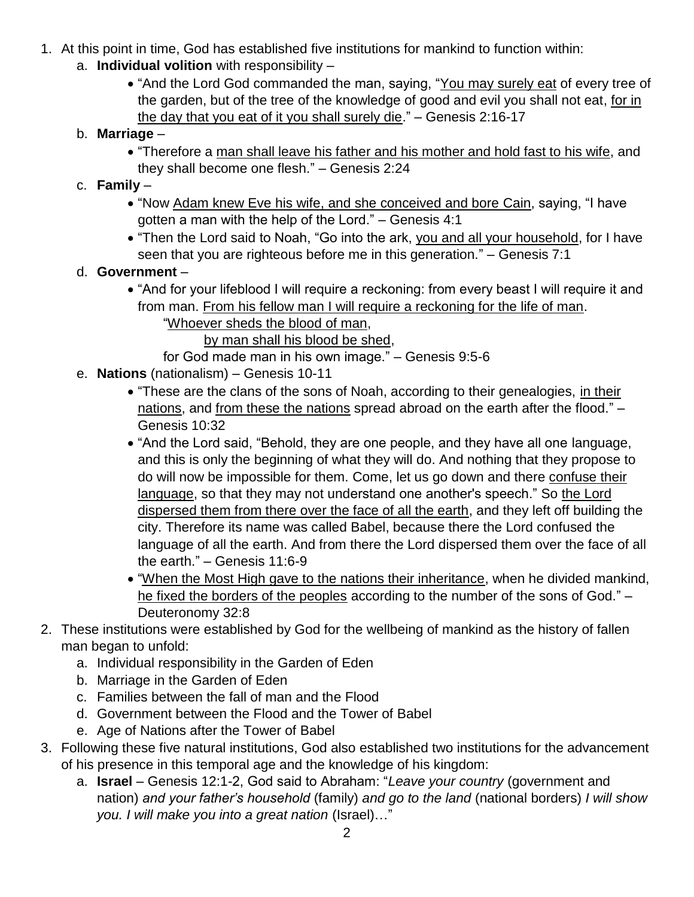1. At this point in time, God has established five institutions for mankind to function within:
    a. **Individual volition** with responsibility –
        - "And the Lord God commanded the man, saying, "<u>You may surely eat</u> of every tree of the garden, but of the tree of the knowledge of good and evil you shall not eat, <u>for in the day that you eat of it you shall surely die</u>." – Genesis 2:16-17
    b. **Marriage** –
        - "Therefore a <u>man shall leave his father and his mother and hold fast to his wife</u>, and they shall become one flesh." – Genesis 2:24
    c. **Family** –
        - "Now <u>Adam knew Eve his wife, and she conceived and bore Cain</u>, saying, "I have gotten a man with the help of the Lord." – Genesis 4:1
        - "Then the Lord said to Noah, "Go into the ark, <u>you and all your household</u>, for I have seen that you are righteous before me in this generation." – Genesis 7:1
    d. **Government** –
        - "And for your lifeblood I will require a reckoning: from every beast I will require it and from man. <u>From his fellow man I will require a reckoning for the life of man</u>.
          "<u>Whoever sheds the blood of man</u>,
          <u>by man shall his blood be shed</u>,
          for God made man in his own image." – Genesis 9:5-6
    e. **Nations** (nationalism) – Genesis 10-11
        - "These are the clans of the sons of Noah, according to their genealogies, <u>in their nations</u>, and <u>from these the nations</u> spread abroad on the earth after the flood." – Genesis 10:32
        - "And the Lord said, "Behold, they are one people, and they have all one language, and this is only the beginning of what they will do. And nothing that they propose to do will now be impossible for them. Come, let us go down and there <u>confuse their language</u>, so that they may not understand one another's speech." So <u>the Lord dispersed them from there over the face of all the earth</u>, and they left off building the city. Therefore its name was called Babel, because there the Lord confused the language of all the earth. And from there the Lord dispersed them over the face of all the earth." – Genesis 11:6-9
        - "<u>When the Most High gave to the nations their inheritance</u>, when he divided mankind, <u>he fixed the borders of the peoples</u> according to the number of the sons of God." – Deuteronomy 32:8
2. These institutions were established by God for the wellbeing of mankind as the history of fallen man began to unfold:
    a. Individual responsibility in the Garden of Eden
    b. Marriage in the Garden of Eden
    c. Families between the fall of man and the Flood
    d. Government between the Flood and the Tower of Babel
    e. Age of Nations after the Tower of Babel
3. Following these five natural institutions, God also established two institutions for the advancement of his presence in this temporal age and the knowledge of his kingdom:
    a. **Israel** – Genesis 12:1-2, God said to Abraham: "*Leave your country* (government and nation) *and your father's household* (family) *and go to the land* (national borders) *I will show you. I will make you into a great nation* (Israel)…"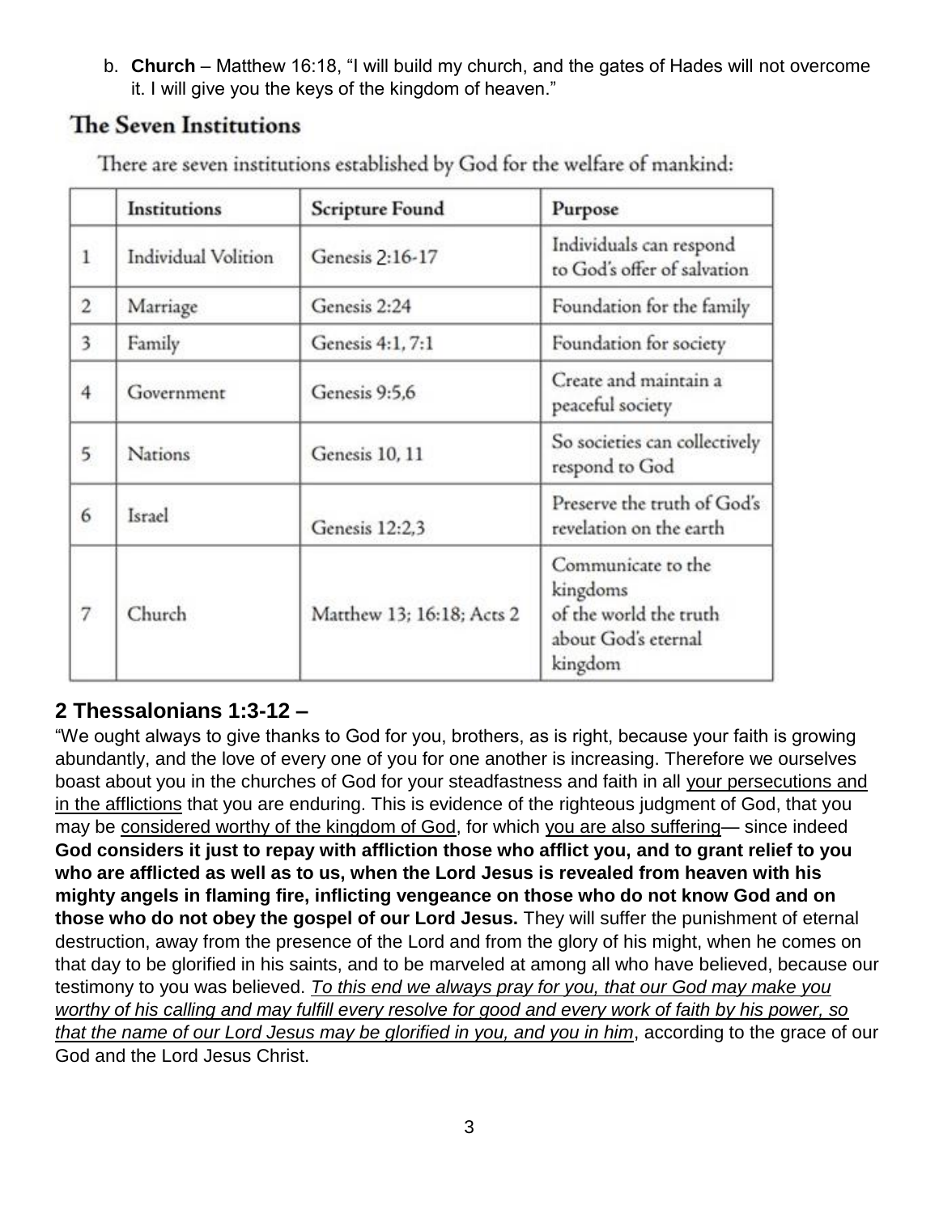b. **Church** – Matthew 16:18, "I will build my church, and the gates of Hades will not overcome it. I will give you the keys of the kingdom of heaven."

## The Seven Institutions

There are seven institutions established by God for the welfare of mankind:

| | Institutions | Scripture Found | Purpose |
|---|---|---|---|
| 1 | Individual Volition | Genesis 2:16-17 | Individuals can respond to God's offer of salvation |
| 2 | Marriage | Genesis 2:24 | Foundation for the family |
| 3 | Family | Genesis 4:1, 7:1 | Foundation for society |
| 4 | Government | Genesis 9:5,6 | Create and maintain a peaceful society |
| 5 | Nations | Genesis 10, 11 | So societies can collectively respond to God |
| 6 | Israel | Genesis 12:2,3 | Preserve the truth of God's revelation on the earth |
| 7 | Church | Matthew 13; 16:18; Acts 2 | Communicate to the kingdoms of the world the truth about God's eternal kingdom |

## 2 Thessalonians 1:3-12 –

"We ought always to give thanks to God for you, brothers, as is right, because your faith is growing abundantly, and the love of every one of you for one another is increasing. Therefore we ourselves boast about you in the churches of God for your steadfastness and faith in all <u>your persecutions and in the afflictions</u> that you are enduring. This is evidence of the righteous judgment of God, that you may be <u>considered worthy of the kingdom of God</u>, for which <u>you are also suffering</u>— since indeed **God considers it just to repay with affliction those who afflict you, and to grant relief to you who are afflicted as well as to us, when the Lord Jesus is revealed from heaven with his mighty angels in flaming fire, inflicting vengeance on those who do not know God and on those who do not obey the gospel of our Lord Jesus.** They will suffer the punishment of eternal destruction, away from the presence of the Lord and from the glory of his might, when he comes on that day to be glorified in his saints, and to be marveled at among all who have believed, because our testimony to you was believed. *<u>To this end we always pray for you, that our God may make you worthy of his calling and may fulfill every resolve for good and every work of faith by his power, so that the name of our Lord Jesus may be glorified in you, and you in him</u>*, according to the grace of our God and the Lord Jesus Christ.